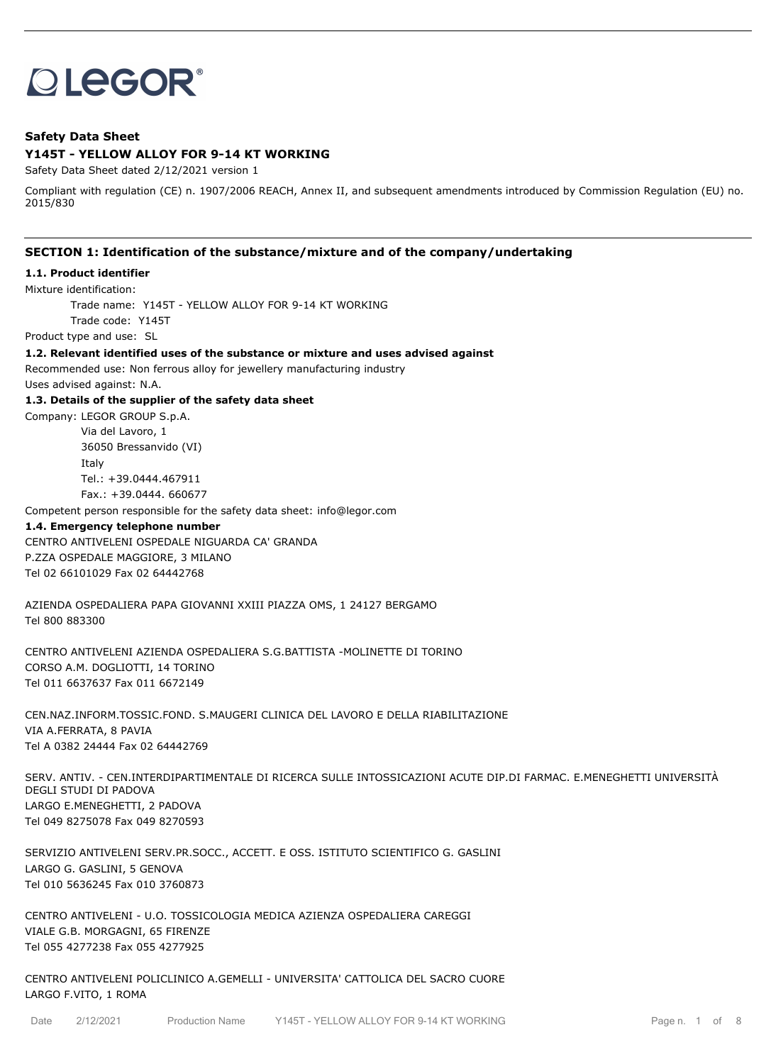LEGOR®

**Safety Data Sheet**

**Y145T - YELLOW ALLOY FOR 9-14 KT WORKING**

Safety Data Sheet dated 2/12/2021 version 1

Compliant with regulation (CE) n. 1907/2006 REACH, Annex II, and subsequent amendments introduced by Commission Regulation (EU) no. 2015/830

## SECTION 1: Identification of the substance/mixture and of the company/undertaking

### 1.1. Product identifier

Mixture identification:

Trade name: Y145T - YELLOW ALLOY FOR 9-14 KT WORKING

Trade code: Y145T

Product type and use: SL

### 1.2. Relevant identified uses of the substance or mixture and uses advised against

Recommended use: Non ferrous alloy for jewellery manufacturing industry

Uses advised against: N.A.

### 1.3. Details of the supplier of the safety data sheet

Company: LEGOR GROUP S.p.A.

Via del Lavoro, 1

36050 Bressanvido (VI)

Italy

Tel.: +39.0444.467911

Fax.: +39.0444. 660677

Competent person responsible for the safety data sheet: info@legor.com

### 1.4. Emergency telephone number

CENTRO ANTIVELENI OSPEDALE NIGUARDA CA' GRANDA
P.ZZA OSPEDALE MAGGIORE, 3 MILANO
Tel 02 66101029 Fax 02 64442768

AZIENDA OSPEDALIERA PAPA GIOVANNI XXIII PIAZZA OMS, 1 24127 BERGAMO
Tel 800 883300

CENTRO ANTIVELENI AZIENDA OSPEDALIERA S.G.BATTISTA -MOLINETTE DI TORINO
CORSO A.M. DOGLIOTTI, 14 TORINO
Tel 011 6637637 Fax 011 6672149

CEN.NAZ.INFORM.TOSSIC.FOND. S.MAUGERI CLINICA DEL LAVORO E DELLA RIABILITAZIONE
VIA A.FERRATA, 8 PAVIA
Tel A 0382 24444 Fax 02 64442769

SERV. ANTIV. - CEN.INTERDIPARTIMENTALE DI RICERCA SULLE INTOSSICAZIONI ACUTE DIP.DI FARMAC. E.MENEGHETTI UNIVERSITÀ DEGLI STUDI DI PADOVA
LARGO E.MENEGHETTI, 2 PADOVA
Tel 049 8275078 Fax 049 8270593

SERVIZIO ANTIVELENI SERV.PR.SOCC., ACCETT. E OSS. ISTITUTO SCIENTIFICO G. GASLINI
LARGO G. GASLINI, 5 GENOVA
Tel 010 5636245 Fax 010 3760873

CENTRO ANTIVELENI - U.O. TOSSICOLOGIA MEDICA AZIENZA OSPEDALIERA CAREGGI
VIALE G.B. MORGAGNI, 65 FIRENZE
Tel 055 4277238 Fax 055 4277925

CENTRO ANTIVELENI POLICLINICO A.GEMELLI - UNIVERSITA' CATTOLICA DEL SACRO CUORE
LARGO F.VITO, 1 ROMA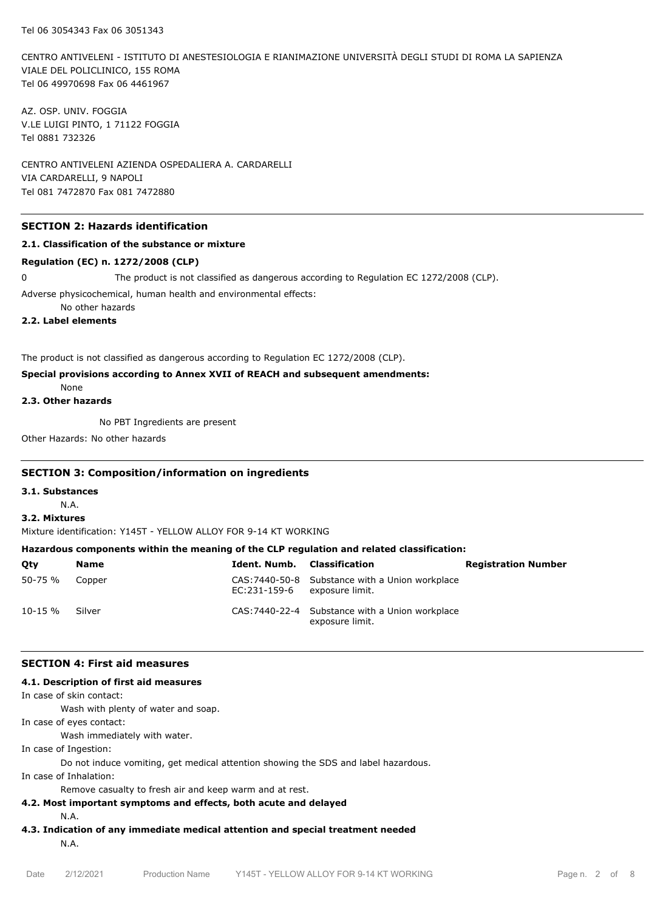Tel 06 3054343 Fax 06 3051343

CENTRO ANTIVELENI - ISTITUTO DI ANESTESIOLOGIA E RIANIMAZIONE UNIVERSITÀ DEGLI STUDI DI ROMA LA SAPIENZA
VIALE DEL POLICLINICO, 155 ROMA
Tel 06 49970698 Fax 06 4461967

AZ. OSP. UNIV. FOGGIA
V.LE LUIGI PINTO, 1 71122 FOGGIA
Tel 0881 732326

CENTRO ANTIVELENI AZIENDA OSPEDALIERA A. CARDARELLI
VIA CARDARELLI, 9 NAPOLI
Tel 081 7472870 Fax 081 7472880

## SECTION 2: Hazards identification

### 2.1. Classification of the substance or mixture

**Regulation (EC) n. 1272/2008 (CLP)**

0 The product is not classified as dangerous according to Regulation EC 1272/2008 (CLP).

Adverse physicochemical, human health and environmental effects:

No other hazards

### 2.2. Label elements

The product is not classified as dangerous according to Regulation EC 1272/2008 (CLP).

**Special provisions according to Annex XVII of REACH and subsequent amendments:**

None

### 2.3. Other hazards

No PBT Ingredients are present

Other Hazards: No other hazards

## SECTION 3: Composition/information on ingredients

### 3.1. Substances

N.A.

### 3.2. Mixtures

Mixture identification: Y145T - YELLOW ALLOY FOR 9-14 KT WORKING

**Hazardous components within the meaning of the CLP regulation and related classification:**

| Qty | Name | Ident. Numb. | Classification | Registration Number |
|---|---|---|---|---|
| 50-75 % | Copper | CAS:7440-50-8 EC:231-159-6 | Substance with a Union workplace exposure limit. | |
| 10-15 % | Silver | CAS:7440-22-4 | Substance with a Union workplace exposure limit. | |

## SECTION 4: First aid measures

### 4.1. Description of first aid measures

In case of skin contact:

Wash with plenty of water and soap.

In case of eyes contact:

Wash immediately with water.

In case of Ingestion:

Do not induce vomiting, get medical attention showing the SDS and label hazardous.

In case of Inhalation:

Remove casualty to fresh air and keep warm and at rest.

### 4.2. Most important symptoms and effects, both acute and delayed

N.A.

### 4.3. Indication of any immediate medical attention and special treatment needed

N.A.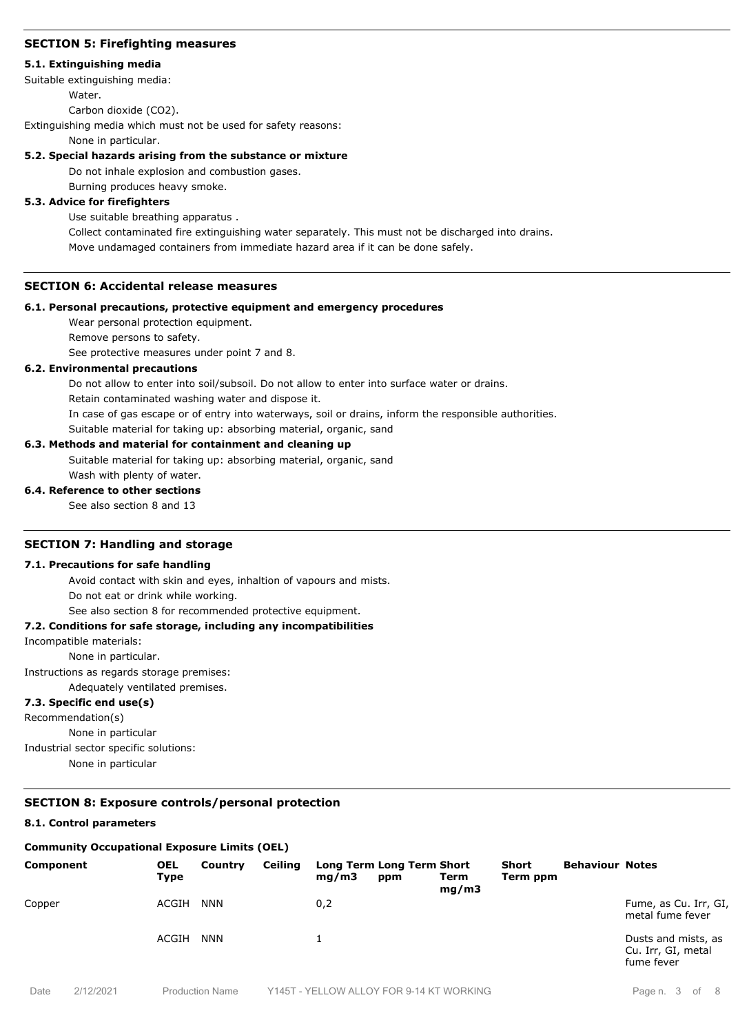## SECTION 5: Firefighting measures

### 5.1. Extinguishing media

Suitable extinguishing media:

Water.

Carbon dioxide ($CO_2$).

Extinguishing media which must not be used for safety reasons:

None in particular.

### 5.2. Special hazards arising from the substance or mixture

Do not inhale explosion and combustion gases.

Burning produces heavy smoke.

### 5.3. Advice for firefighters

Use suitable breathing apparatus .

Collect contaminated fire extinguishing water separately. This must not be discharged into drains.

Move undamaged containers from immediate hazard area if it can be done safely.

## SECTION 6: Accidental release measures

### 6.1. Personal precautions, protective equipment and emergency procedures

Wear personal protection equipment.

Remove persons to safety.

See protective measures under point 7 and 8.

### 6.2. Environmental precautions

Do not allow to enter into soil/subsoil. Do not allow to enter into surface water or drains.

Retain contaminated washing water and dispose it.

In case of gas escape or of entry into waterways, soil or drains, inform the responsible authorities.

Suitable material for taking up: absorbing material, organic, sand

### 6.3. Methods and material for containment and cleaning up

Suitable material for taking up: absorbing material, organic, sand

Wash with plenty of water.

### 6.4. Reference to other sections

See also section 8 and 13

## SECTION 7: Handling and storage

### 7.1. Precautions for safe handling

Avoid contact with skin and eyes, inhaltion of vapours and mists.

Do not eat or drink while working.

See also section 8 for recommended protective equipment.

### 7.2. Conditions for safe storage, including any incompatibilities

Incompatible materials:

None in particular.

Instructions as regards storage premises:

Adequately ventilated premises.

### 7.3. Specific end use(s)

Recommendation(s)

None in particular

Industrial sector specific solutions:

None in particular

## SECTION 8: Exposure controls/personal protection

### 8.1. Control parameters

**Community Occupational Exposure Limits (OEL)**

| Component | OEL Type | Country | Ceiling | Long Term mg/m3 | Long Term ppm | Short Term mg/m3 | Short Term ppm | Behaviour | Notes |
|---|---|---|---|---|---|---|---|---|---|
| Copper | ACGIH | NNN | | 0,2 | | | | | Fume, as Cu. Irr, GI, metal fume fever |
| | ACGIH | NNN | | 1 | | | | | Dusts and mists, as Cu. Irr, GI, metal fume fever |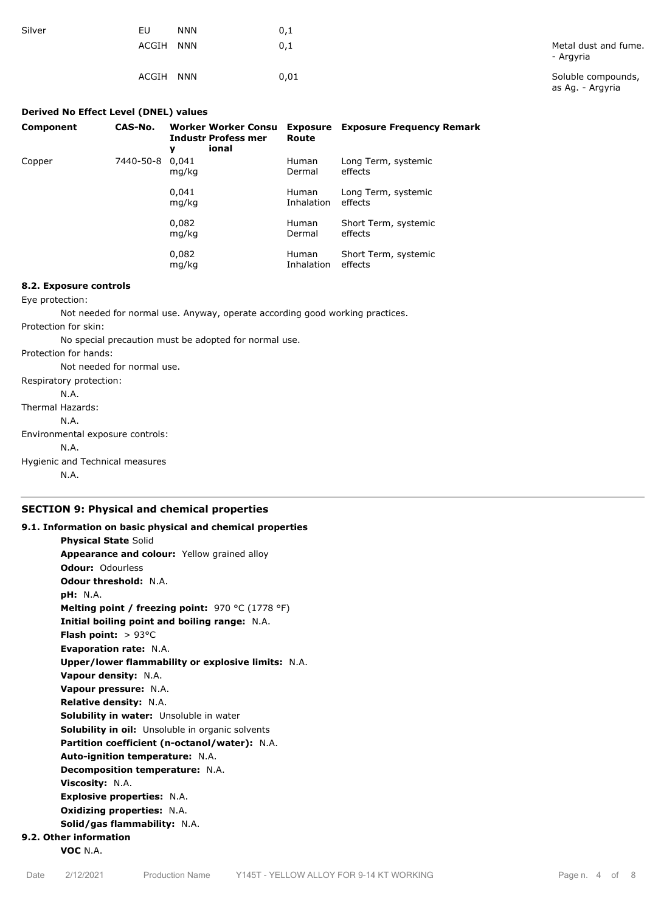| | | | | |
|---|---|---|---|---|
| Silver | EU | NNN | 0,1 | |
| | ACGIH | NNN | 0,1 | Metal dust and fume. - Argyria |
| | ACGIH | NNN | 0,01 | Soluble compounds, as Ag. - Argyria |

**Derived No Effect Level (DNEL) values**

| Component | CAS-No. | Worker Industry | Worker Professional | Consumer | Exposure Route | Exposure Frequency | Remark |
|---|---|---|---|---|---|---|---|
| Copper | 7440-50-8 | 0,041 mg/kg | | | Human Dermal | Long Term, systemic effects | |
| | | 0,041 mg/kg | | | Human Inhalation | Long Term, systemic effects | |
| | | 0,082 mg/kg | | | Human Dermal | Short Term, systemic effects | |
| | | 0,082 mg/kg | | | Human Inhalation | Short Term, systemic effects | |

**8.2. Exposure controls**

Eye protection:

Not needed for normal use. Anyway, operate according good working practices.

Protection for skin:

No special precaution must be adopted for normal use.

Protection for hands:

Not needed for normal use.

Respiratory protection:

N.A.

Thermal Hazards:

N.A.

Environmental exposure controls:

N.A.

Hygienic and Technical measures

N.A.

## SECTION 9: Physical and chemical properties

**9.1. Information on basic physical and chemical properties**

**Physical State** Solid
**Appearance and colour:** Yellow grained alloy
**Odour:** Odourless
**Odour threshold:** N.A.
**pH:** N.A.
**Melting point / freezing point:** 970 °C (1778 °F)
**Initial boiling point and boiling range:** N.A.
**Flash point:** > 93°C
**Evaporation rate:** N.A.
**Upper/lower flammability or explosive limits:** N.A.
**Vapour density:** N.A.
**Vapour pressure:** N.A.
**Relative density:** N.A.
**Solubility in water:** Unsoluble in water
**Solubility in oil:** Unsoluble in organic solvents
**Partition coefficient (n-octanol/water):** N.A.
**Auto-ignition temperature:** N.A.
**Decomposition temperature:** N.A.
**Viscosity:** N.A.
**Explosive properties:** N.A.
**Oxidizing properties:** N.A.
**Solid/gas flammability:** N.A.

**9.2. Other information**

**VOC** N.A.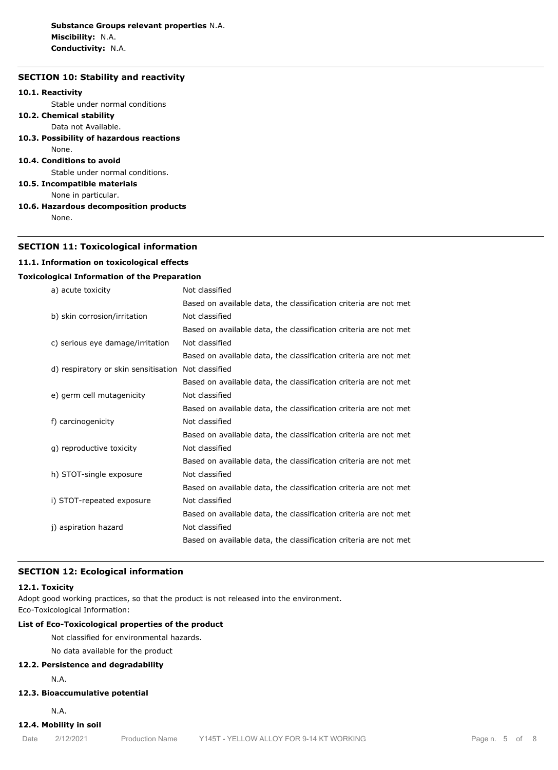**Substance Groups relevant properties** N.A.
**Miscibility:** N.A.
**Conductivity:** N.A.

## SECTION 10: Stability and reactivity

**10.1. Reactivity**

Stable under normal conditions

**10.2. Chemical stability**

Data not Available.

**10.3. Possibility of hazardous reactions**

None.

**10.4. Conditions to avoid**

Stable under normal conditions.

**10.5. Incompatible materials**

None in particular.

**10.6. Hazardous decomposition products**

None.

## SECTION 11: Toxicological information

**11.1. Information on toxicological effects**

**Toxicological Information of the Preparation**

| | |
|---|---|
| a) acute toxicity | Not classified |
| | Based on available data, the classification criteria are not met |
| b) skin corrosion/irritation | Not classified |
| | Based on available data, the classification criteria are not met |
| c) serious eye damage/irritation | Not classified |
| | Based on available data, the classification criteria are not met |
| d) respiratory or skin sensitisation | Not classified |
| | Based on available data, the classification criteria are not met |
| e) germ cell mutagenicity | Not classified |
| | Based on available data, the classification criteria are not met |
| f) carcinogenicity | Not classified |
| | Based on available data, the classification criteria are not met |
| g) reproductive toxicity | Not classified |
| | Based on available data, the classification criteria are not met |
| h) STOT-single exposure | Not classified |
| | Based on available data, the classification criteria are not met |
| i) STOT-repeated exposure | Not classified |
| | Based on available data, the classification criteria are not met |
| j) aspiration hazard | Not classified |
| | Based on available data, the classification criteria are not met |

## SECTION 12: Ecological information

**12.1. Toxicity**

Adopt good working practices, so that the product is not released into the environment.
Eco-Toxicological Information:

**List of Eco-Toxicological properties of the product**

Not classified for environmental hazards.

No data available for the product

**12.2. Persistence and degradability**

N.A.

**12.3. Bioaccumulative potential**

N.A.

**12.4. Mobility in soil**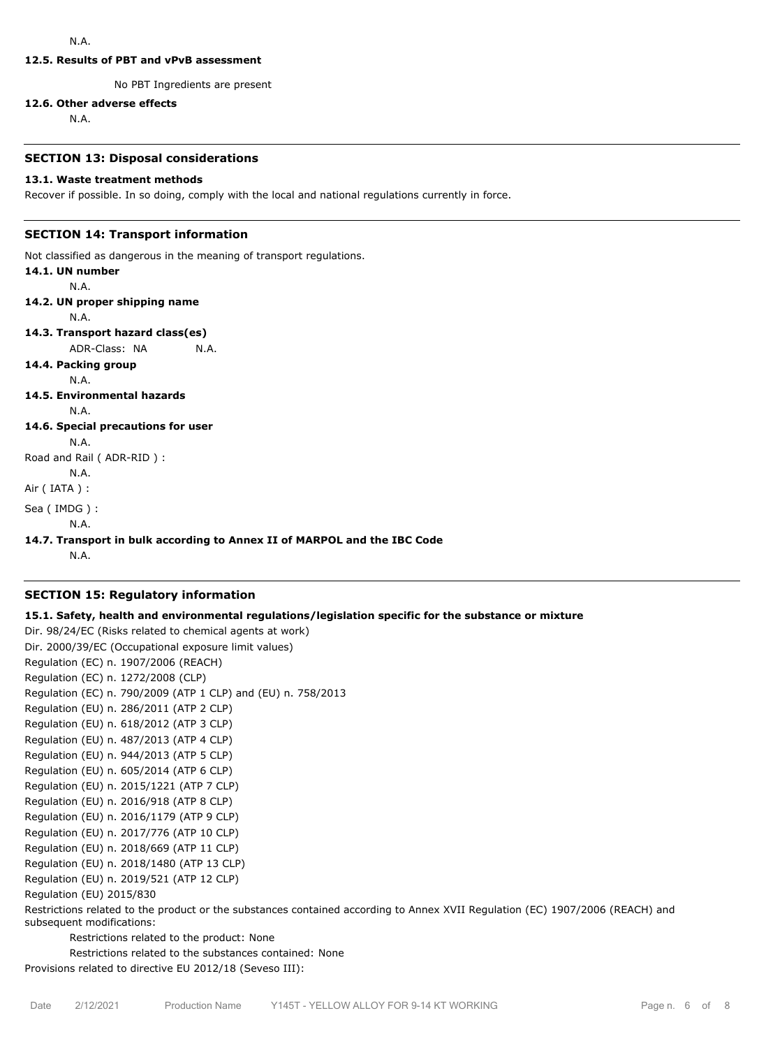N.A.

**12.5. Results of PBT and vPvB assessment**

No PBT Ingredients are present

**12.6. Other adverse effects**

N.A.

## SECTION 13: Disposal considerations

**13.1. Waste treatment methods**

Recover if possible. In so doing, comply with the local and national regulations currently in force.

## SECTION 14: Transport information

Not classified as dangerous in the meaning of transport regulations.

**14.1. UN number**

N.A.

**14.2. UN proper shipping name**

N.A.

**14.3. Transport hazard class(es)**

ADR-Class: NA N.A.

**14.4. Packing group**

N.A.

**14.5. Environmental hazards**

N.A.

**14.6. Special precautions for user**

N.A.

Road and Rail ( ADR-RID ) :

N.A.

Air ( IATA ) :

Sea ( IMDG ) :

N.A.

**14.7. Transport in bulk according to Annex II of MARPOL and the IBC Code**

N.A.

## SECTION 15: Regulatory information

**15.1. Safety, health and environmental regulations/legislation specific for the substance or mixture**

Dir. 98/24/EC (Risks related to chemical agents at work)
Dir. 2000/39/EC (Occupational exposure limit values)
Regulation (EC) n. 1907/2006 (REACH)
Regulation (EC) n. 1272/2008 (CLP)
Regulation (EC) n. 790/2009 (ATP 1 CLP) and (EU) n. 758/2013
Regulation (EU) n. 286/2011 (ATP 2 CLP)
Regulation (EU) n. 618/2012 (ATP 3 CLP)
Regulation (EU) n. 487/2013 (ATP 4 CLP)
Regulation (EU) n. 944/2013 (ATP 5 CLP)
Regulation (EU) n. 605/2014 (ATP 6 CLP)
Regulation (EU) n. 2015/1221 (ATP 7 CLP)
Regulation (EU) n. 2016/918 (ATP 8 CLP)
Regulation (EU) n. 2016/1179 (ATP 9 CLP)
Regulation (EU) n. 2017/776 (ATP 10 CLP)
Regulation (EU) n. 2018/669 (ATP 11 CLP)
Regulation (EU) n. 2018/1480 (ATP 13 CLP)
Regulation (EU) n. 2019/521 (ATP 12 CLP)
Regulation (EU) 2015/830

Restrictions related to the product or the substances contained according to Annex XVII Regulation (EC) 1907/2006 (REACH) and subsequent modifications:

Restrictions related to the product: None

Restrictions related to the substances contained: None

Provisions related to directive EU 2012/18 (Seveso III):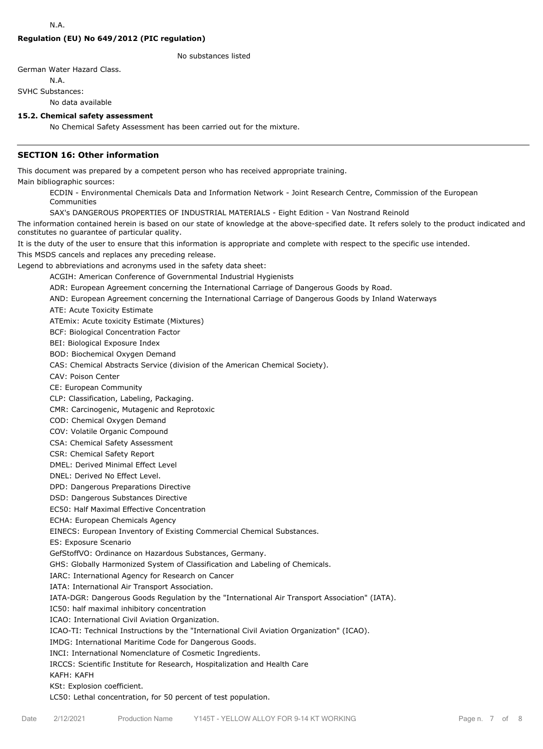N.A.

**Regulation (EU) No 649/2012 (PIC regulation)**

No substances listed

German Water Hazard Class.

N.A.

SVHC Substances:

No data available

**15.2. Chemical safety assessment**

No Chemical Safety Assessment has been carried out for the mixture.

---

## SECTION 16: Other information

This document was prepared by a competent person who has received appropriate training.

Main bibliographic sources:

ECDIN - Environmental Chemicals Data and Information Network - Joint Research Centre, Commission of the European Communities

SAX's DANGEROUS PROPERTIES OF INDUSTRIAL MATERIALS - Eight Edition - Van Nostrand Reinold

The information contained herein is based on our state of knowledge at the above-specified date. It refers solely to the product indicated and constitutes no guarantee of particular quality.

It is the duty of the user to ensure that this information is appropriate and complete with respect to the specific use intended.

This MSDS cancels and replaces any preceding release.

Legend to abbreviations and acronyms used in the safety data sheet:

ACGIH: American Conference of Governmental Industrial Hygienists

ADR: European Agreement concerning the International Carriage of Dangerous Goods by Road.

AND: European Agreement concerning the International Carriage of Dangerous Goods by Inland Waterways

ATE: Acute Toxicity Estimate

ATEmix: Acute toxicity Estimate (Mixtures)

BCF: Biological Concentration Factor

BEI: Biological Exposure Index

BOD: Biochemical Oxygen Demand

CAS: Chemical Abstracts Service (division of the American Chemical Society).

CAV: Poison Center

CE: European Community

CLP: Classification, Labeling, Packaging.

CMR: Carcinogenic, Mutagenic and Reprotoxic

COD: Chemical Oxygen Demand

COV: Volatile Organic Compound

CSA: Chemical Safety Assessment

CSR: Chemical Safety Report

DMEL: Derived Minimal Effect Level

DNEL: Derived No Effect Level.

DPD: Dangerous Preparations Directive

DSD: Dangerous Substances Directive

EC50: Half Maximal Effective Concentration

ECHA: European Chemicals Agency

EINECS: European Inventory of Existing Commercial Chemical Substances.

ES: Exposure Scenario

GefStoffVO: Ordinance on Hazardous Substances, Germany.

GHS: Globally Harmonized System of Classification and Labeling of Chemicals.

IARC: International Agency for Research on Cancer

IATA: International Air Transport Association.

IATA-DGR: Dangerous Goods Regulation by the "International Air Transport Association" (IATA).

IC50: half maximal inhibitory concentration

ICAO: International Civil Aviation Organization.

ICAO-TI: Technical Instructions by the "International Civil Aviation Organization" (ICAO).

IMDG: International Maritime Code for Dangerous Goods.

INCI: International Nomenclature of Cosmetic Ingredients.

IRCCS: Scientific Institute for Research, Hospitalization and Health Care

KAFH: KAFH

KSt: Explosion coefficient.

LC50: Lethal concentration, for 50 percent of test population.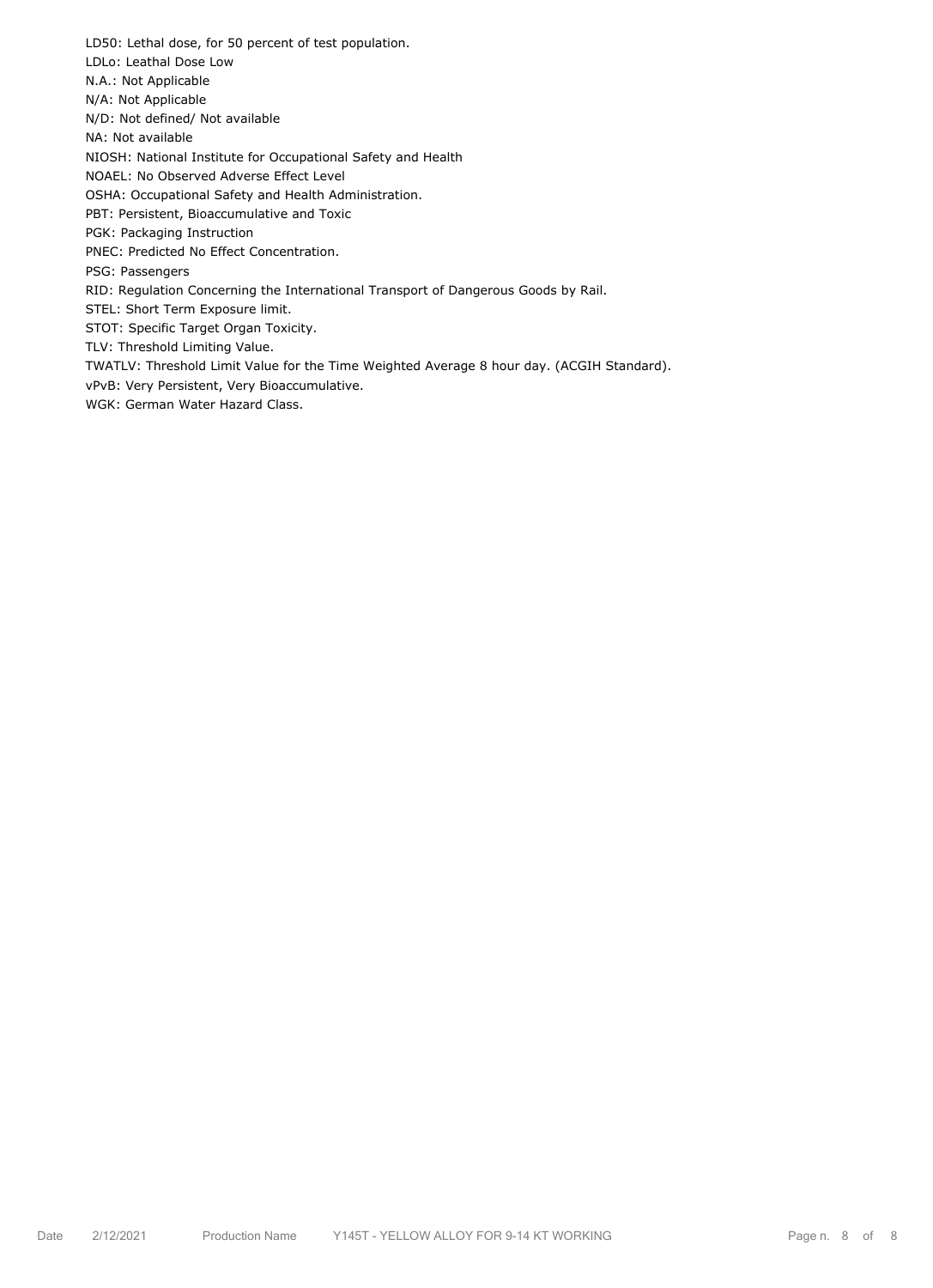LD50: Lethal dose, for 50 percent of test population.

LDLo: Leathal Dose Low

N.A.: Not Applicable

N/A: Not Applicable

N/D: Not defined/ Not available

NA: Not available

NIOSH: National Institute for Occupational Safety and Health

NOAEL: No Observed Adverse Effect Level

OSHA: Occupational Safety and Health Administration.

PBT: Persistent, Bioaccumulative and Toxic

PGK: Packaging Instruction

PNEC: Predicted No Effect Concentration.

PSG: Passengers

RID: Regulation Concerning the International Transport of Dangerous Goods by Rail.

STEL: Short Term Exposure limit.

STOT: Specific Target Organ Toxicity.

TLV: Threshold Limiting Value.

TWATLV: Threshold Limit Value for the Time Weighted Average 8 hour day. (ACGIH Standard).

vPvB: Very Persistent, Very Bioaccumulative.

WGK: German Water Hazard Class.